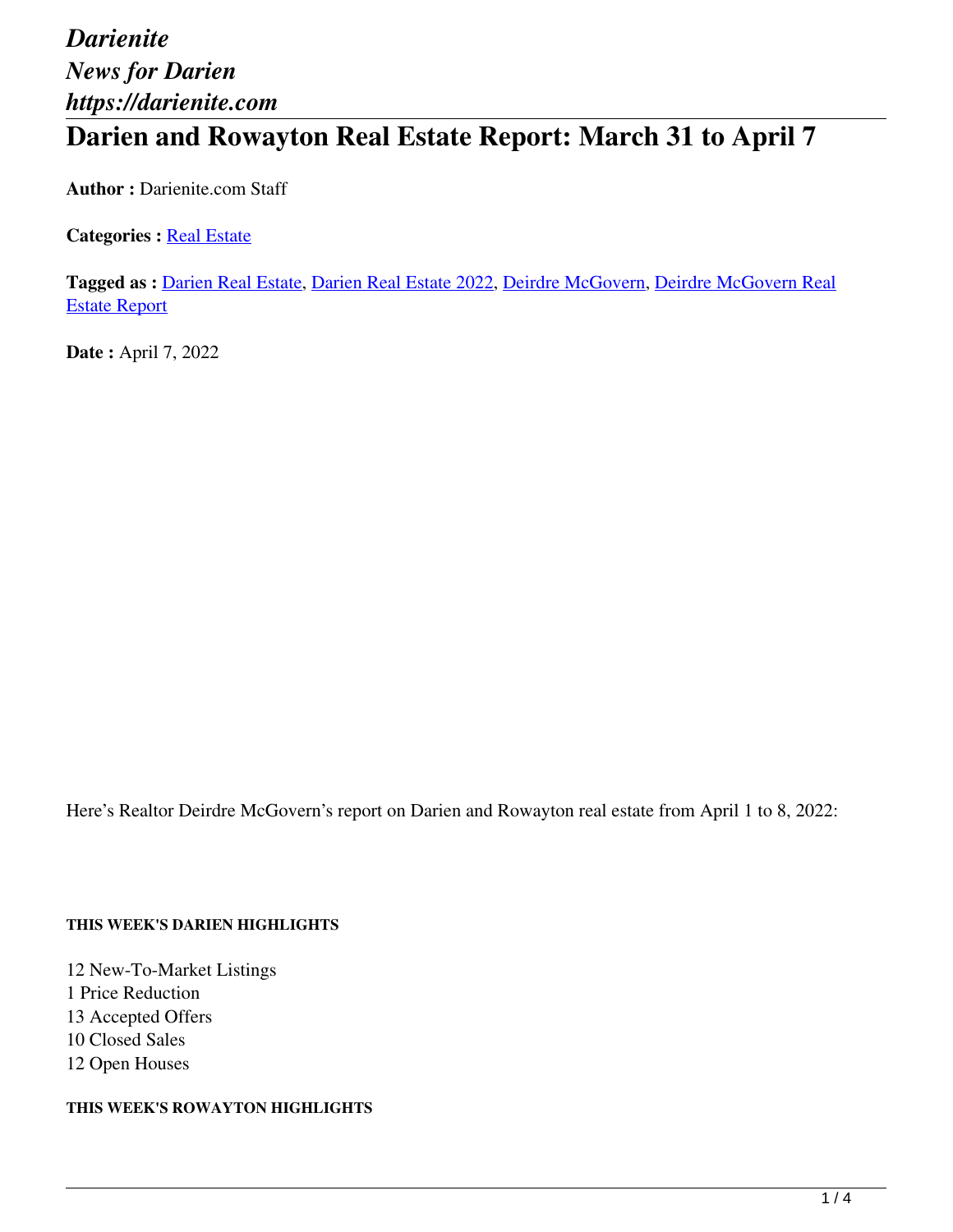*Darienite*
*News for Darien*
*https://darienite.com*

# Darien and Rowayton Real Estate Report: March 31 to April 7

**Author :** Darienite.com Staff

**Categories :** Real Estate

**Tagged as :** Darien Real Estate, Darien Real Estate 2022, Deirdre McGovern, Deirdre McGovern Real Estate Report

**Date :** April 7, 2022

Here's Realtor Deirdre McGovern's report on Darien and Rowayton real estate from April 1 to 8, 2022:

##### THIS WEEK'S DARIEN HIGHLIGHTS

12 New-To-Market Listings
1 Price Reduction
13 Accepted Offers
10 Closed Sales
12 Open Houses

##### THIS WEEK'S ROWAYTON HIGHLIGHTS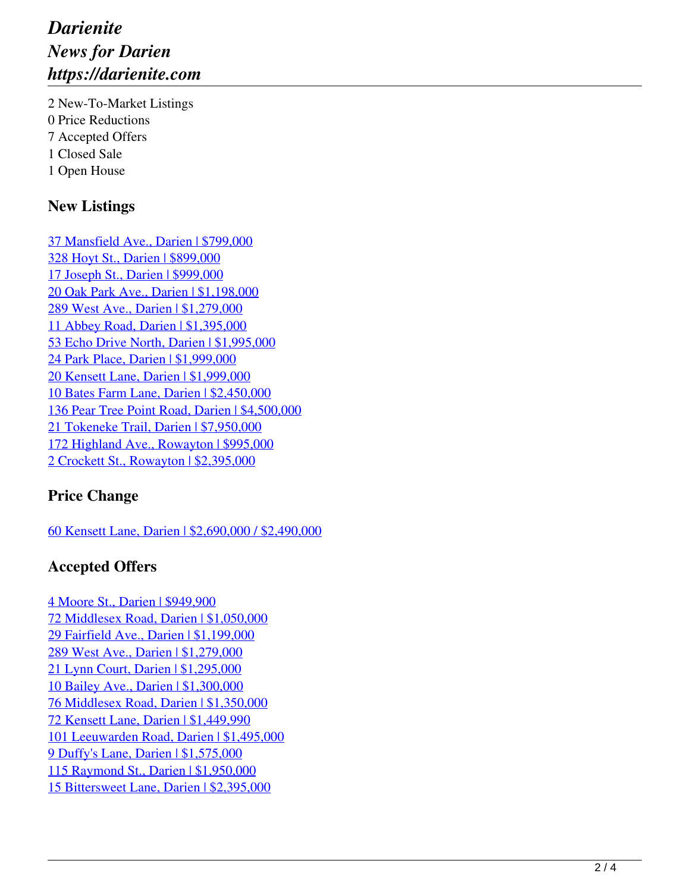2 New-To-Market Listings
0 Price Reductions
7 Accepted Offers
1 Closed Sale
1 Open House

### New Listings

37 Mansfield Ave., Darien | $799,000
328 Hoyt St., Darien | $899,000
17 Joseph St., Darien | $999,000
20 Oak Park Ave., Darien | $1,198,000
289 West Ave., Darien | $1,279,000
11 Abbey Road, Darien | $1,395,000
53 Echo Drive North, Darien | $1,995,000
24 Park Place, Darien | $1,999,000
20 Kensett Lane, Darien | $1,999,000
10 Bates Farm Lane, Darien | $2,450,000
136 Pear Tree Point Road, Darien | $4,500,000
21 Tokeneke Trail, Darien | $7,950,000
172 Highland Ave., Rowayton | $995,000
2 Crockett St., Rowayton | $2,395,000

### Price Change

60 Kensett Lane, Darien | $2,690,000 / $2,490,000

### Accepted Offers

4 Moore St., Darien | $949,900
72 Middlesex Road, Darien | $1,050,000
29 Fairfield Ave., Darien | $1,199,000
289 West Ave., Darien | $1,279,000
21 Lynn Court, Darien | $1,295,000
10 Bailey Ave., Darien | $1,300,000
76 Middlesex Road, Darien | $1,350,000
72 Kensett Lane, Darien | $1,449,990
101 Leeuwarden Road, Darien | $1,495,000
9 Duffy's Lane, Darien | $1,575,000
115 Raymond St., Darien | $1,950,000
15 Bittersweet Lane, Darien | $2,395,000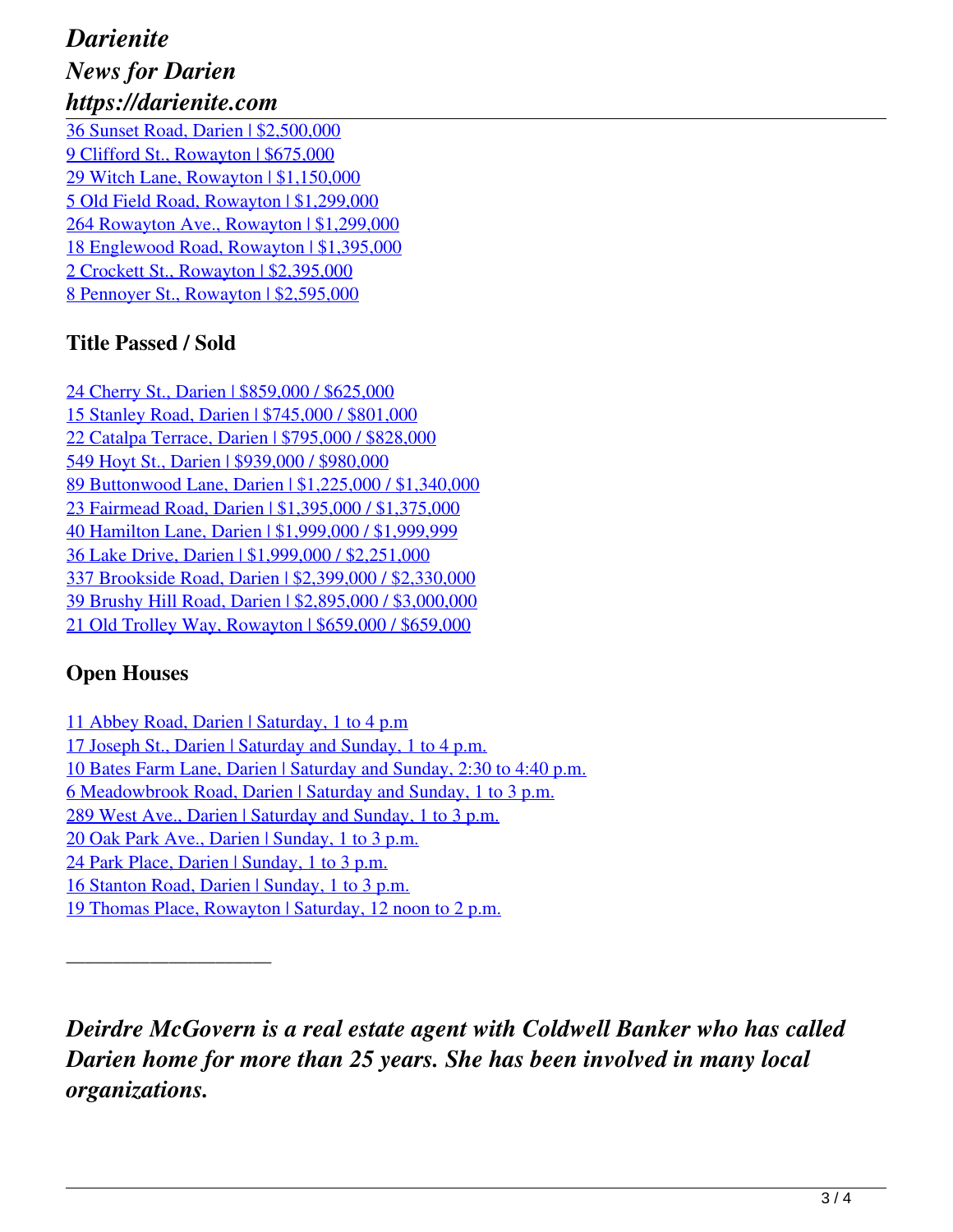36 Sunset Road, Darien | $2,500,000
9 Clifford St., Rowayton | $675,000
29 Witch Lane, Rowayton | $1,150,000
5 Old Field Road, Rowayton | $1,299,000
264 Rowayton Ave., Rowayton | $1,299,000
18 Englewood Road, Rowayton | $1,395,000
2 Crockett St., Rowayton | $2,395,000
8 Pennoyer St., Rowayton | $2,595,000

### Title Passed / Sold

24 Cherry St., Darien | $859,000 / $625,000
15 Stanley Road, Darien | $745,000 / $801,000
22 Catalpa Terrace, Darien | $795,000 / $828,000
549 Hoyt St., Darien | $939,000 / $980,000
89 Buttonwood Lane, Darien | $1,225,000 / $1,340,000
23 Fairmead Road, Darien | $1,395,000 / $1,375,000
40 Hamilton Lane, Darien | $1,999,000 / $1,999,999
36 Lake Drive, Darien | $1,999,000 / $2,251,000
337 Brookside Road, Darien | $2,399,000 / $2,330,000
39 Brushy Hill Road, Darien | $2,895,000 / $3,000,000
21 Old Trolley Way, Rowayton | $659,000 / $659,000

### Open Houses

11 Abbey Road, Darien | Saturday, 1 to 4 p.m
17 Joseph St., Darien | Saturday and Sunday, 1 to 4 p.m.
10 Bates Farm Lane, Darien | Saturday and Sunday, 2:30 to 4:40 p.m.
6 Meadowbrook Road, Darien | Saturday and Sunday, 1 to 3 p.m.
289 West Ave., Darien | Saturday and Sunday, 1 to 3 p.m.
20 Oak Park Ave., Darien | Sunday, 1 to 3 p.m.
24 Park Place, Darien | Sunday, 1 to 3 p.m.
16 Stanton Road, Darien | Sunday, 1 to 3 p.m.
19 Thomas Place, Rowayton | Saturday, 12 noon to 2 p.m.

———————————

***Deirdre McGovern is a real estate agent with Coldwell Banker who has called Darien home for more than 25 years. She has been involved in many local organizations.***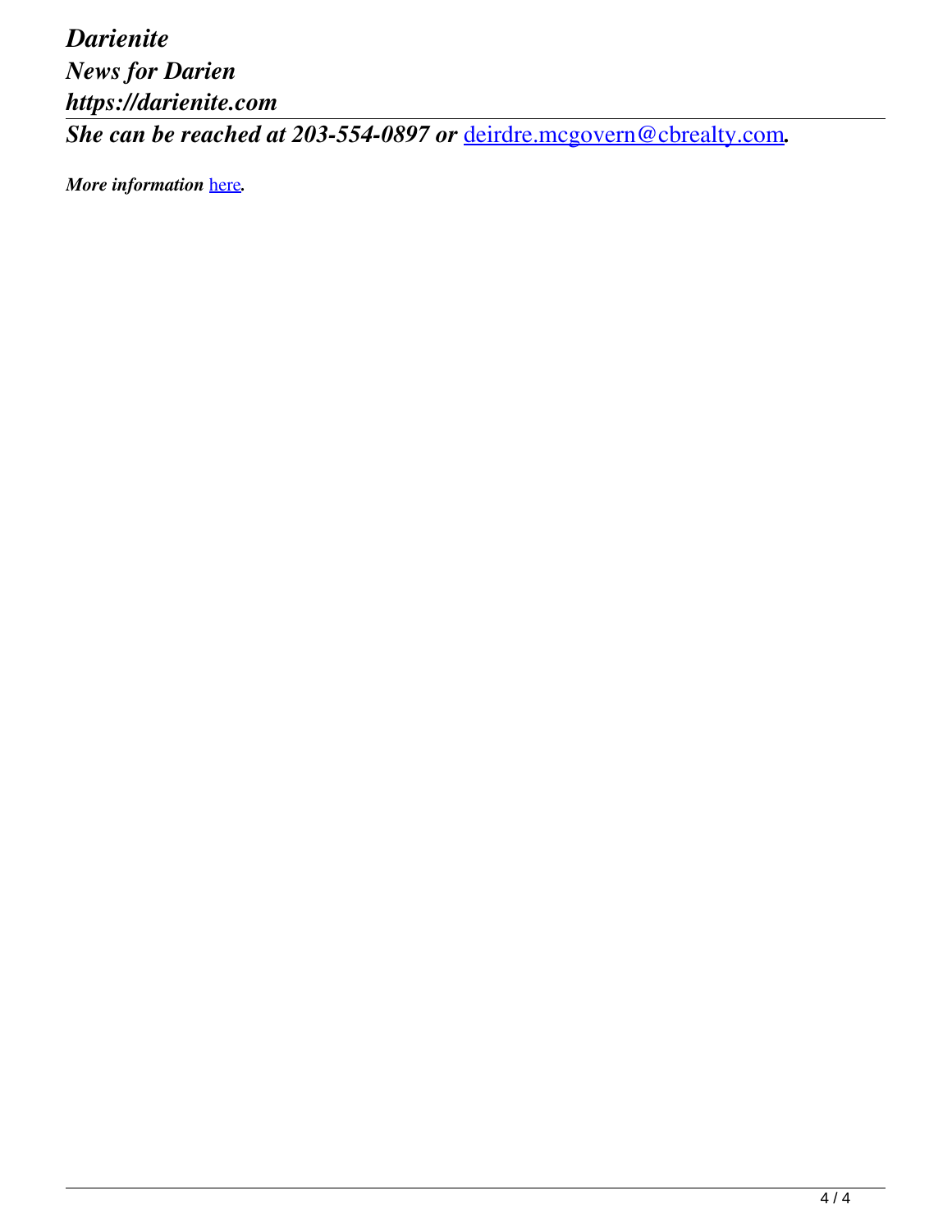***She can be reached at 203-554-0897 or** [deirdre.mcgovern@cbrealty.com](mailto:deirdre.mcgovern@cbrealty.com).*

***More information** here.*